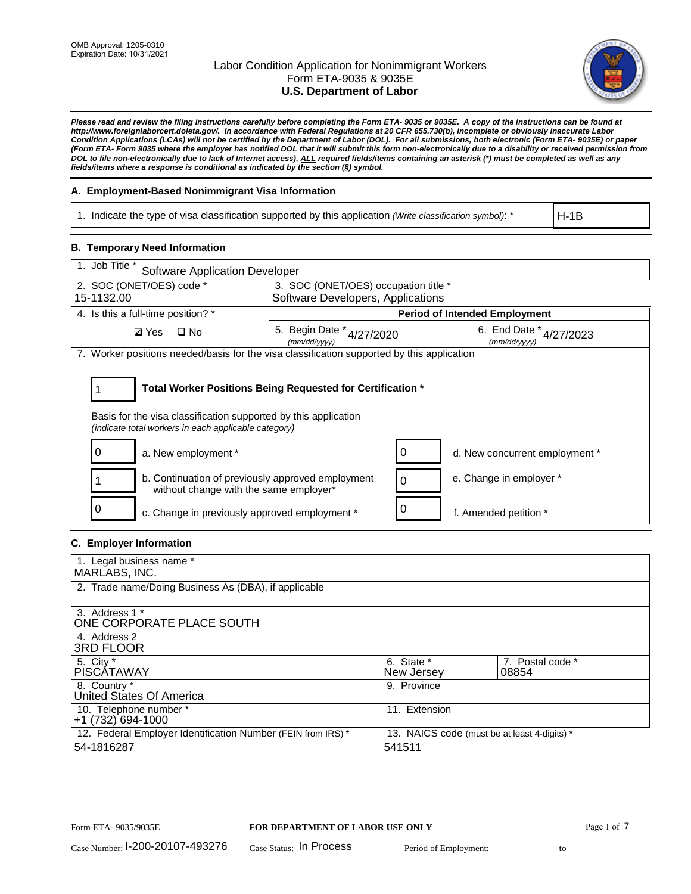OMB Approval: 1205-0310
Expiration Date: 10/31/2021

# Labor Condition Application for Nonimmigrant Workers
## Form ETA-9035 & 9035E
## U.S. Department of Labor

***Please read and review the filing instructions carefully before completing the Form ETA- 9035 or 9035E. A copy of the instructions can be found at http://www.foreignlaborcert.doleta.gov/. In accordance with Federal Regulations at 20 CFR 655.730(b), incomplete or obviously inaccurate Labor Condition Applications (LCAs) will not be certified by the Department of Labor (DOL). For all submissions, both electronic (Form ETA- 9035E) or paper (Form ETA- Form 9035 where the employer has notified DOL that it will submit this form non-electronically due to a disability or received permission from DOL to file non-electronically due to lack of Internet access), ALL required fields/items containing an asterisk (*) must be completed as well as any fields/items where a response is conditional as indicated by the section (§) symbol.***

### A. Employment-Based Nonimmigrant Visa Information

| 1. Indicate the type of visa classification supported by this application *(Write classification symbol)*: * | H-1B |
|---|---|

### B. Temporary Need Information

| 1. Job Title * Software Application Developer | | |
|---|---|---|
| 2. SOC (ONET/OES) code * 15-1132.00 | 3. SOC (ONET/OES) occupation title * Software Developers, Applications | |
| 4. Is this a full-time position? * | **Period of Intended Employment** | |
| ☑ Yes ☐ No | 5. Begin Date * (mm/dd/yyyy) 4/27/2020 | 6. End Date * (mm/dd/yyyy) 4/27/2023 |

7. Worker positions needed/basis for the visa classification supported by this application

| 1 | **Total Worker Positions Being Requested for Certification *** |
|---|---|

Basis for the visa classification supported by this application
*(indicate total workers in each applicable category)*

| | | | |
|---|---|---|---|
| 0 | a. New employment * | 0 | d. New concurrent employment * |
| 1 | b. Continuation of previously approved employment without change with the same employer* | 0 | e. Change in employer * |
| 0 | c. Change in previously approved employment * | 0 | f. Amended petition * |

### C. Employer Information

| | | |
|---|---|---|
| 1. Legal business name * MARLABS, INC. | | |
| 2. Trade name/Doing Business As (DBA), if applicable | | |
| 3. Address 1 * ONE CORPORATE PLACE SOUTH | | |
| 4. Address 2 3RD FLOOR | | |
| 5. City * PISCATAWAY | 6. State * New Jersey | 7. Postal code * 08854 |
| 8. Country * United States Of America | 9. Province | |
| 10. Telephone number * +1 (732) 694-1000 | 11. Extension | |
| 12. Federal Employer Identification Number (FEIN from IRS) * 54-1816287 | 13. NAICS code (must be at least 4-digits) * 541511 | |

Form ETA- 9035/9035E | **FOR DEPARTMENT OF LABOR USE ONLY**

Case Number: I-200-20107-493276 Case Status: In Process Period of Employment: _____________ to _____________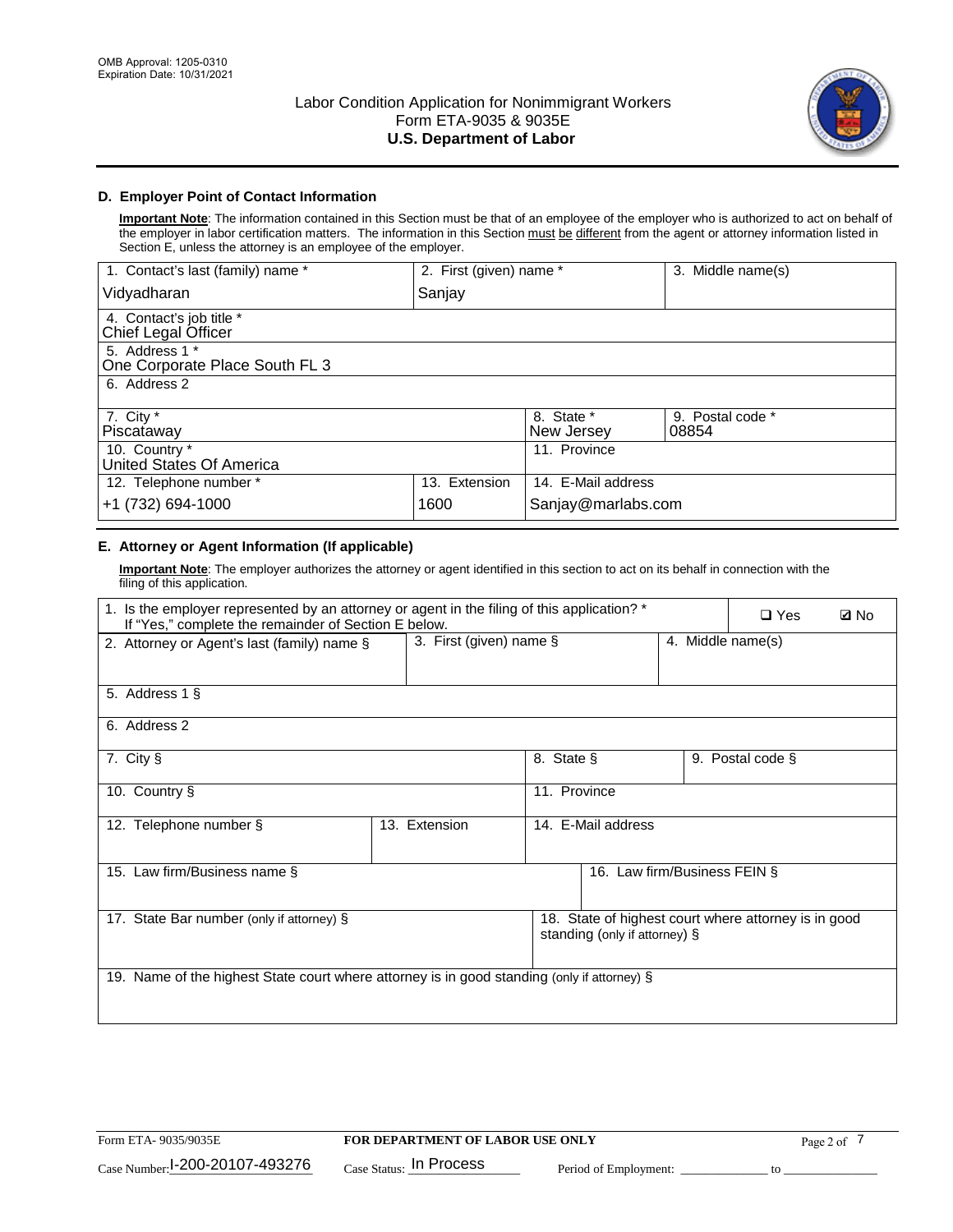## D. Employer Point of Contact Information

**Important Note**: The information contained in this Section must be that of an employee of the employer who is authorized to act on behalf of the employer in labor certification matters. The information in this Section must be different from the agent or attorney information listed in Section E, unless the attorney is an employee of the employer.

| 1. Contact's last (family) name * | 2. First (given) name * | 3. Middle name(s) |
|---|---|---|
| Vidyadharan | Sanjay | |
| 4. Contact's job title * Chief Legal Officer | | |
| 5. Address 1 * One Corporate Place South FL 3 | | |
| 6. Address 2 | | |
| 7. City * Piscataway | 8. State * New Jersey | 9. Postal code * 08854 |
| 10. Country * United States Of America | 11. Province | |
| 12. Telephone number * +1 (732) 694-1000 | 13. Extension 1600 | 14. E-Mail address Sanjay@marlabs.com |

## E. Attorney or Agent Information (If applicable)

**Important Note**: The employer authorizes the attorney or agent identified in this section to act on its behalf in connection with the filing of this application.

| 1. Is the employer represented by an attorney or agent in the filing of this application? * If "Yes," complete the remainder of Section E below. | ❑ Yes | ☑ No |
|---|---|---|
| 2. Attorney or Agent's last (family) name § | 3. First (given) name § | 4. Middle name(s) |
| 5. Address 1 § | | |
| 6. Address 2 | | |
| 7. City § | 8. State § | 9. Postal code § |
| 10. Country § | 11. Province | |
| 12. Telephone number § | 13. Extension | 14. E-Mail address |
| 15. Law firm/Business name § | | 16. Law firm/Business FEIN § |
| 17. State Bar number (only if attorney) § | | 18. State of highest court where attorney is in good standing (only if attorney) § |
| 19. Name of the highest State court where attorney is in good standing (only if attorney) § | | |

Form ETA- 9035/9035E — FOR DEPARTMENT OF LABOR USE ONLY

Case Number: I-200-20107-493276 Case Status: In Process Period of Employment: _____________ to _____________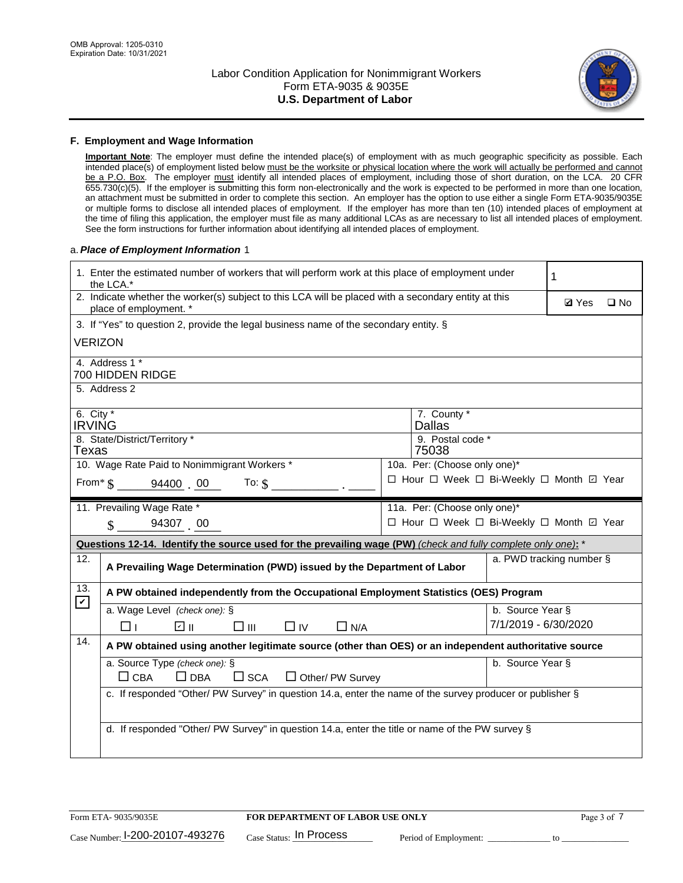## F. Employment and Wage Information

**Important Note**: The employer must define the intended place(s) of employment with as much geographic specificity as possible. Each intended place(s) of employment listed below must be the worksite or physical location where the work will actually be performed and cannot be a P.O. Box. The employer must identify all intended places of employment, including those of short duration, on the LCA. 20 CFR 655.730(c)(5). If the employer is submitting this form non-electronically and the work is expected to be performed in more than one location, an attachment must be submitted in order to complete this section. An employer has the option to use either a single Form ETA-9035/9035E or multiple forms to disclose all intended places of employment. If the employer has more than ten (10) intended places of employment at the time of filing this application, the employer must file as many additional LCAs as are necessary to list all intended places of employment. See the form instructions for further information about identifying all intended places of employment.

a. ***Place of Employment Information*** 1

| | |
|---|---|
| 1. Enter the estimated number of workers that will perform work at this place of employment under the LCA.* | 1 |
| 2. Indicate whether the worker(s) subject to this LCA will be placed with a secondary entity at this place of employment. * | ☑ Yes ☐ No |
| 3. If "Yes" to question 2, provide the legal business name of the secondary entity. § VERIZON | |
| 4. Address 1 * 700 HIDDEN RIDGE | |
| 5. Address 2 | |
| 6. City * IRVING | 7. County * Dallas |
| 8. State/District/Territory * Texas | 9. Postal code * 75038 |
| 10. Wage Rate Paid to Nonimmigrant Workers * From* $ 94400 . 00 To: $ ______ . ____ | 10a. Per: (Choose only one)* ☐ Hour ☐ Week ☐ Bi-Weekly ☐ Month ☑ Year |
| 11. Prevailing Wage Rate * $ 94307 . 00 | 11a. Per: (Choose only one)* ☐ Hour ☐ Week ☐ Bi-Weekly ☐ Month ☑ Year |

**Questions 12-14. Identify the source used for the prevailing wage (PW)** *(check and fully complete only one)*: *

| | | |
|---|---|---|
| 12. | **A Prevailing Wage Determination (PWD) issued by the Department of Labor** | a. PWD tracking number § |
| 13. ☑ | **A PW obtained independently from the Occupational Employment Statistics (OES) Program** | |
| | a. Wage Level *(check one)*: § ☐ I ☑ II ☐ III ☐ IV ☐ N/A | b. Source Year § 7/1/2019 - 6/30/2020 |
| 14. | **A PW obtained using another legitimate source (other than OES) or an independent authoritative source** | |
| | a. Source Type *(check one)*: § ☐ CBA ☐ DBA ☐ SCA ☐ Other/ PW Survey | b. Source Year § |
| | c. If responded "Other/ PW Survey" in question 14.a, enter the name of the survey producer or publisher § | |
| | d. If responded "Other/ PW Survey" in question 14.a, enter the title or name of the PW survey § | |

Form ETA- 9035/9035E **FOR DEPARTMENT OF LABOR USE ONLY**

Case Number: I-200-20107-493276 Case Status: In Process Period of Employment: ____________ to ____________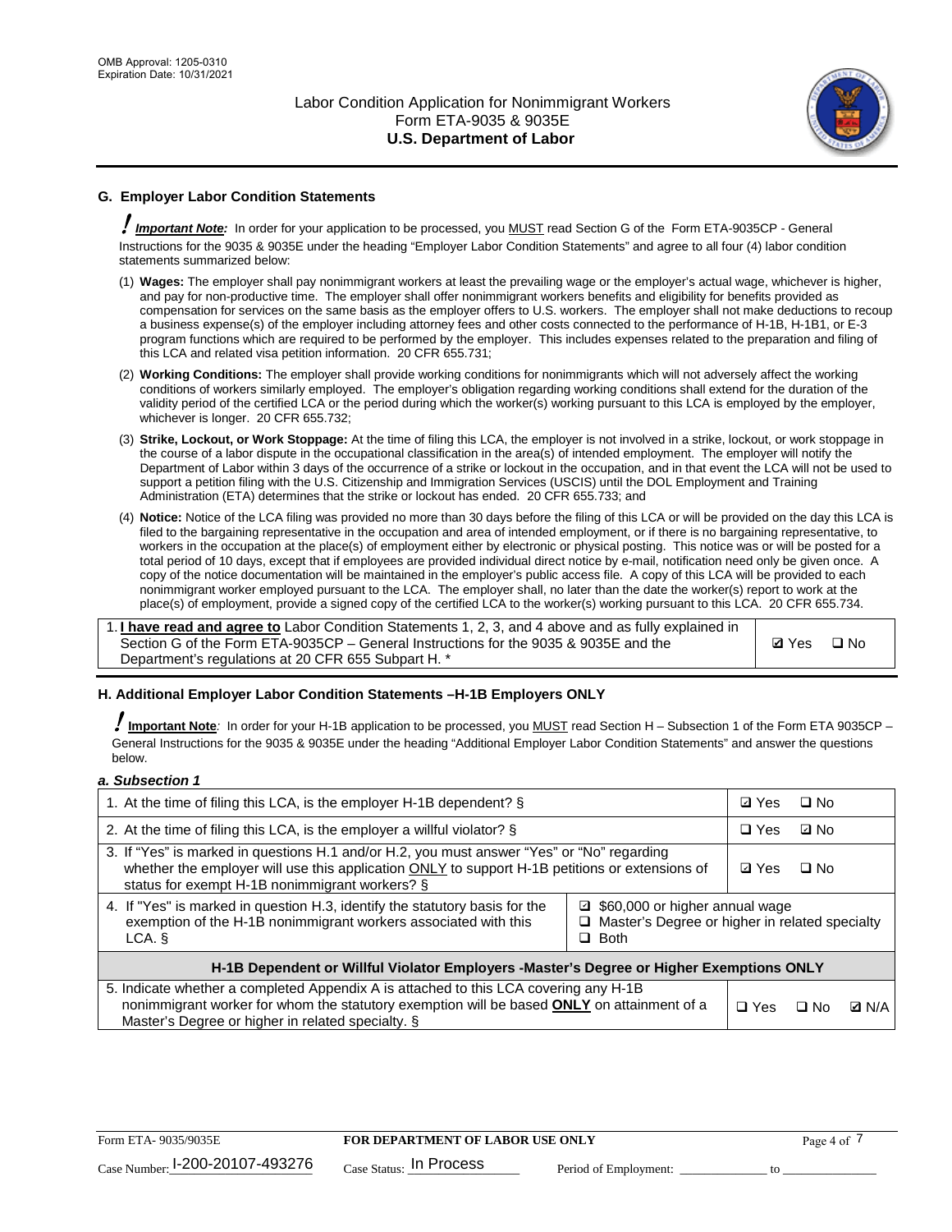## G. Employer Labor Condition Statements

! ***Important Note:*** In order for your application to be processed, you MUST read Section G of the Form ETA-9035CP - General Instructions for the 9035 & 9035E under the heading "Employer Labor Condition Statements" and agree to all four (4) labor condition statements summarized below:

(1) **Wages:** The employer shall pay nonimmigrant workers at least the prevailing wage or the employer's actual wage, whichever is higher, and pay for non-productive time. The employer shall offer nonimmigrant workers benefits and eligibility for benefits provided as compensation for services on the same basis as the employer offers to U.S. workers. The employer shall not make deductions to recoup a business expense(s) of the employer including attorney fees and other costs connected to the performance of H-1B, H-1B1, or E-3 program functions which are required to be performed by the employer. This includes expenses related to the preparation and filing of this LCA and related visa petition information. 20 CFR 655.731;

(2) **Working Conditions:** The employer shall provide working conditions for nonimmigrants which will not adversely affect the working conditions of workers similarly employed. The employer's obligation regarding working conditions shall extend for the duration of the validity period of the certified LCA or the period during which the worker(s) working pursuant to this LCA is employed by the employer, whichever is longer. 20 CFR 655.732;

(3) **Strike, Lockout, or Work Stoppage:** At the time of filing this LCA, the employer is not involved in a strike, lockout, or work stoppage in the course of a labor dispute in the occupational classification in the area(s) of intended employment. The employer will notify the Department of Labor within 3 days of the occurrence of a strike or lockout in the occupation, and in that event the LCA will not be used to support a petition filing with the U.S. Citizenship and Immigration Services (USCIS) until the DOL Employment and Training Administration (ETA) determines that the strike or lockout has ended. 20 CFR 655.733; and

(4) **Notice:** Notice of the LCA filing was provided no more than 30 days before the filing of this LCA or will be provided on the day this LCA is filed to the bargaining representative in the occupation and area of intended employment, or if there is no bargaining representative, to workers in the occupation at the place(s) of employment either by electronic or physical posting. This notice was or will be posted for a total period of 10 days, except that if employees are provided individual direct notice by e-mail, notification need only be given once. A copy of the notice documentation will be maintained in the employer's public access file. A copy of this LCA will be provided to each nonimmigrant worker employed pursuant to the LCA. The employer shall, no later than the date the worker(s) report to work at the place(s) of employment, provide a signed copy of the certified LCA to the worker(s) working pursuant to this LCA. 20 CFR 655.734.

| | |
|---|---|
| 1. **I have read and agree to** Labor Condition Statements 1, 2, 3, and 4 above and as fully explained in Section G of the Form ETA-9035CP – General Instructions for the 9035 & 9035E and the Department's regulations at 20 CFR 655 Subpart H. * | ☑ Yes ☐ No |

## H. Additional Employer Labor Condition Statements –H-1B Employers ONLY

! **Important Note**: In order for your H-1B application to be processed, you MUST read Section H – Subsection 1 of the Form ETA 9035CP – General Instructions for the 9035 & 9035E under the heading "Additional Employer Labor Condition Statements" and answer the questions below.

*a. Subsection 1*

| | | |
|---|---|---|
| 1. At the time of filing this LCA, is the employer H-1B dependent? § | | ☑ Yes ☐ No |
| 2. At the time of filing this LCA, is the employer a willful violator? § | | ☐ Yes ☑ No |
| 3. If "Yes" is marked in questions H.1 and/or H.2, you must answer "Yes" or "No" regarding whether the employer will use this application ONLY to support H-1B petitions or extensions of status for exempt H-1B nonimmigrant workers? § | | ☑ Yes ☐ No |
| 4. If "Yes" is marked in question H.3, identify the statutory basis for the exemption of the H-1B nonimmigrant workers associated with this LCA. § | ☑ $60,000 or higher annual wage<br>☐ Master's Degree or higher in related specialty<br>☐ Both | |
| **H-1B Dependent or Willful Violator Employers -Master's Degree or Higher Exemptions ONLY** | | |
| 5. Indicate whether a completed Appendix A is attached to this LCA covering any H-1B nonimmigrant worker for whom the statutory exemption will be based **ONLY** on attainment of a Master's Degree or higher in related specialty. § | | ☐ Yes ☐ No ☑ N/A |

Form ETA- 9035/9035E | **FOR DEPARTMENT OF LABOR USE ONLY**

Case Number: I-200-20107-493276 Case Status: In Process Period of Employment: _____________ to _____________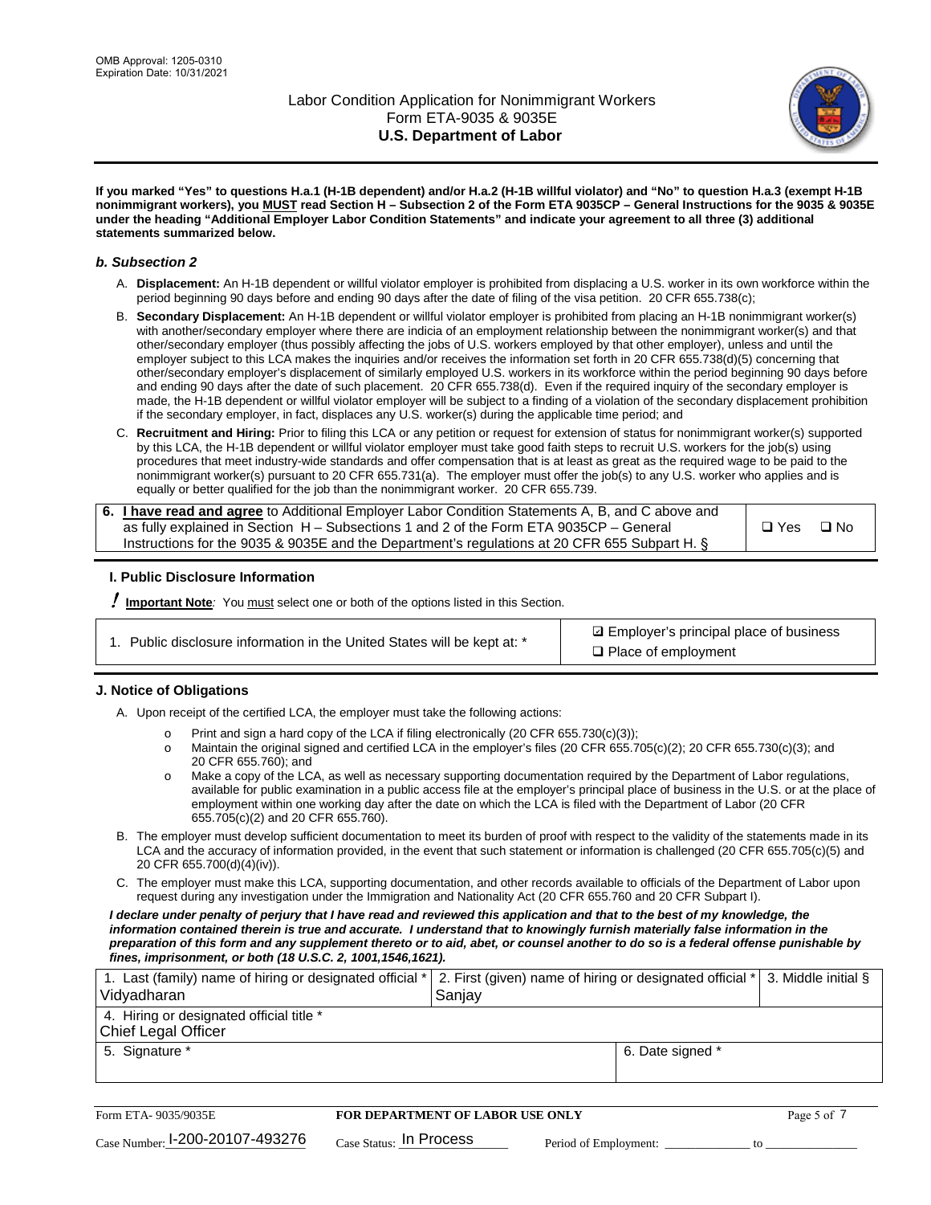**If you marked "Yes" to questions H.a.1 (H-1B dependent) and/or H.a.2 (H-1B willful violator) and "No" to question H.a.3 (exempt H-1B nonimmigrant workers), you MUST read Section H – Subsection 2 of the Form ETA 9035CP – General Instructions for the 9035 & 9035E under the heading "Additional Employer Labor Condition Statements" and indicate your agreement to all three (3) additional statements summarized below.**

### *b. Subsection 2*

A. **Displacement:** An H-1B dependent or willful violator employer is prohibited from displacing a U.S. worker in its own workforce within the period beginning 90 days before and ending 90 days after the date of filing of the visa petition. 20 CFR 655.738(c);

B. **Secondary Displacement:** An H-1B dependent or willful violator employer is prohibited from placing an H-1B nonimmigrant worker(s) with another/secondary employer where there are indicia of an employment relationship between the nonimmigrant worker(s) and that other/secondary employer (thus possibly affecting the jobs of U.S. workers employed by that other employer), unless and until the employer subject to this LCA makes the inquiries and/or receives the information set forth in 20 CFR 655.738(d)(5) concerning that other/secondary employer's displacement of similarly employed U.S. workers in its workforce within the period beginning 90 days before and ending 90 days after the date of such placement. 20 CFR 655.738(d). Even if the required inquiry of the secondary employer is made, the H-1B dependent or willful violator employer will be subject to a finding of a violation of the secondary displacement prohibition if the secondary employer, in fact, displaces any U.S. worker(s) during the applicable time period; and

C. **Recruitment and Hiring:** Prior to filing this LCA or any petition or request for extension of status for nonimmigrant worker(s) supported by this LCA, the H-1B dependent or willful violator employer must take good faith steps to recruit U.S. workers for the job(s) using procedures that meet industry-wide standards and offer compensation that is at least as great as the required wage to be paid to the nonimmigrant worker(s) pursuant to 20 CFR 655.731(a). The employer must offer the job(s) to any U.S. worker who applies and is equally or better qualified for the job than the nonimmigrant worker. 20 CFR 655.739.

| 6. **I have read and agree** to Additional Employer Labor Condition Statements A, B, and C above and as fully explained in Section H – Subsections 1 and 2 of the Form ETA 9035CP – General Instructions for the 9035 & 9035E and the Department's regulations at 20 CFR 655 Subpart H. § | ❑ Yes ❑ No |
|---|---|

### I. Public Disclosure Information

**! Important Note***:* You must select one or both of the options listed in this Section.

| 1. Public disclosure information in the United States will be kept at: * | ☑ Employer's principal place of business<br>❑ Place of employment |
|---|---|

### J. Notice of Obligations

A. Upon receipt of the certified LCA, the employer must take the following actions:

- o Print and sign a hard copy of the LCA if filing electronically (20 CFR 655.730(c)(3));
- o Maintain the original signed and certified LCA in the employer's files (20 CFR 655.705(c)(2); 20 CFR 655.730(c)(3); and 20 CFR 655.760); and
- o Make a copy of the LCA, as well as necessary supporting documentation required by the Department of Labor regulations, available for public examination in a public access file at the employer's principal place of business in the U.S. or at the place of employment within one working day after the date on which the LCA is filed with the Department of Labor (20 CFR 655.705(c)(2) and 20 CFR 655.760).

B. The employer must develop sufficient documentation to meet its burden of proof with respect to the validity of the statements made in its LCA and the accuracy of information provided, in the event that such statement or information is challenged (20 CFR 655.705(c)(5) and 20 CFR 655.700(d)(4)(iv)).

C. The employer must make this LCA, supporting documentation, and other records available to officials of the Department of Labor upon request during any investigation under the Immigration and Nationality Act (20 CFR 655.760 and 20 CFR Subpart I).

***I declare under penalty of perjury that I have read and reviewed this application and that to the best of my knowledge, the information contained therein is true and accurate. I understand that to knowingly furnish materially false information in the preparation of this form and any supplement thereto or to aid, abet, or counsel another to do so is a federal offense punishable by fines, imprisonment, or both (18 U.S.C. 2, 1001,1546,1621).***

| 1. Last (family) name of hiring or designated official * Vidyadharan | 2. First (given) name of hiring or designated official * Sanjay | 3. Middle initial § |
|---|---|---|
| 4. Hiring or designated official title * Chief Legal Officer | | |
| 5. Signature * | 6. Date signed * | |

| Form ETA- 9035/9035E | FOR DEPARTMENT OF LABOR USE ONLY | |
|---|---|---|
| Case Number: I-200-20107-493276 | Case Status: In Process | Period of Employment: _____________ to _____________ |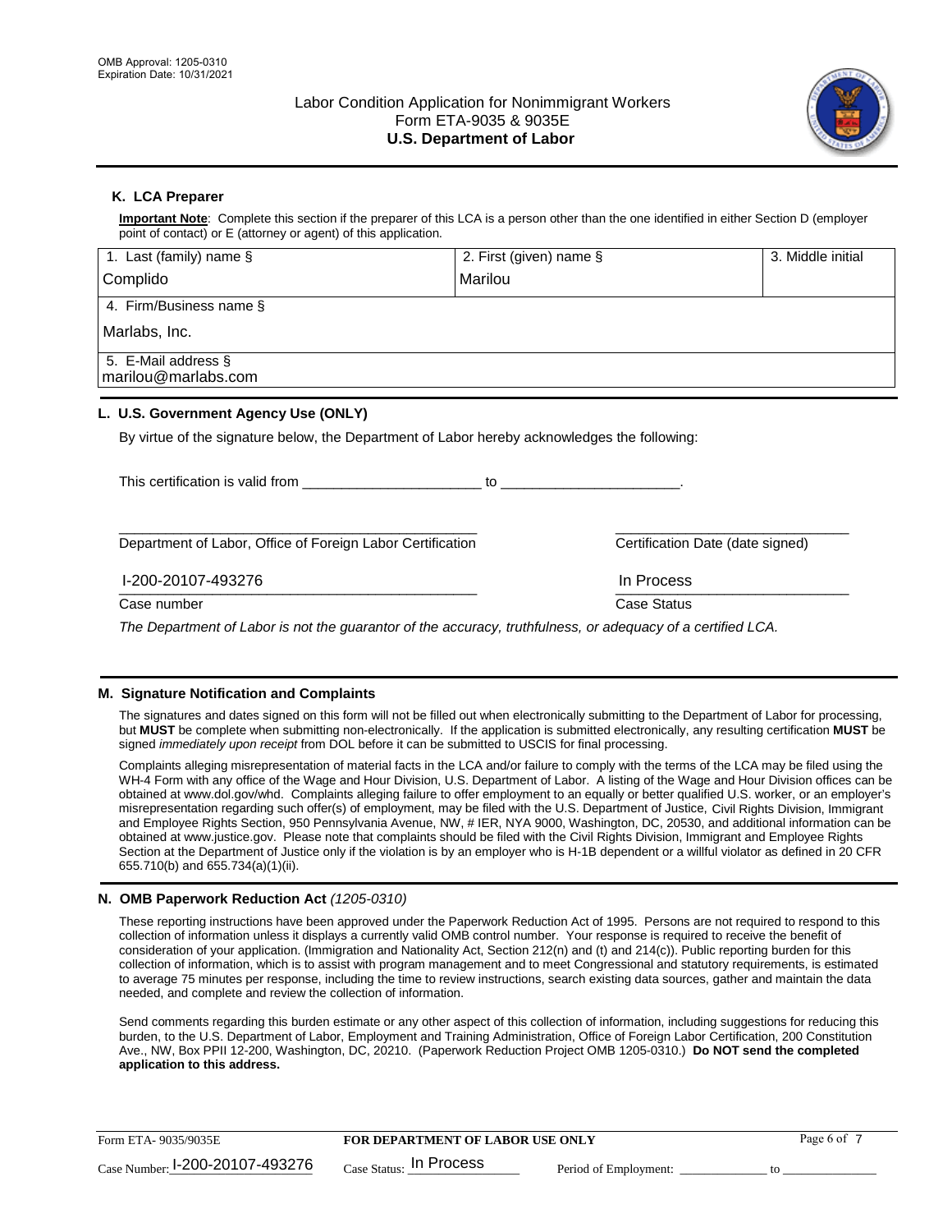## K. LCA Preparer

**Important Note**: Complete this section if the preparer of this LCA is a person other than the one identified in either Section D (employer point of contact) or E (attorney or agent) of this application.

| 1. Last (family) name § | 2. First (given) name § | 3. Middle initial |
|---|---|---|
| Complido | Marilou | |
| 4. Firm/Business name § | | |
| Marlabs, Inc. | | |
| 5. E-Mail address § | | |
| marilou@marlabs.com | | |

## L. U.S. Government Agency Use (ONLY)

By virtue of the signature below, the Department of Labor hereby acknowledges the following:

This certification is valid from ______________________ to ______________________.

______________________________________________ Department of Labor, Office of Foreign Labor Certification

______________________________ Certification Date (date signed)

I-200-20107-493276
Case number

In Process
Case Status

*The Department of Labor is not the guarantor of the accuracy, truthfulness, or adequacy of a certified LCA.*

## M. Signature Notification and Complaints

The signatures and dates signed on this form will not be filled out when electronically submitting to the Department of Labor for processing, but **MUST** be complete when submitting non-electronically. If the application is submitted electronically, any resulting certification **MUST** be signed *immediately upon receipt* from DOL before it can be submitted to USCIS for final processing.

Complaints alleging misrepresentation of material facts in the LCA and/or failure to comply with the terms of the LCA may be filed using the WH-4 Form with any office of the Wage and Hour Division, U.S. Department of Labor. A listing of the Wage and Hour Division offices can be obtained at www.dol.gov/whd. Complaints alleging failure to offer employment to an equally or better qualified U.S. worker, or an employer's misrepresentation regarding such offer(s) of employment, may be filed with the U.S. Department of Justice, Civil Rights Division, Immigrant and Employee Rights Section, 950 Pennsylvania Avenue, NW, # IER, NYA 9000, Washington, DC, 20530, and additional information can be obtained at www.justice.gov. Please note that complaints should be filed with the Civil Rights Division, Immigrant and Employee Rights Section at the Department of Justice only if the violation is by an employer who is H-1B dependent or a willful violator as defined in 20 CFR 655.710(b) and 655.734(a)(1)(ii).

## N. OMB Paperwork Reduction Act *(1205-0310)*

These reporting instructions have been approved under the Paperwork Reduction Act of 1995. Persons are not required to respond to this collection of information unless it displays a currently valid OMB control number. Your response is required to receive the benefit of consideration of your application. (Immigration and Nationality Act, Section 212(n) and (t) and 214(c)). Public reporting burden for this collection of information, which is to assist with program management and to meet Congressional and statutory requirements, is estimated to average 75 minutes per response, including the time to review instructions, search existing data sources, gather and maintain the data needed, and complete and review the collection of information.

Send comments regarding this burden estimate or any other aspect of this collection of information, including suggestions for reducing this burden, to the U.S. Department of Labor, Employment and Training Administration, Office of Foreign Labor Certification, 200 Constitution Ave., NW, Box PPII 12-200, Washington, DC, 20210. (Paperwork Reduction Project OMB 1205-0310.) **Do NOT send the completed application to this address.**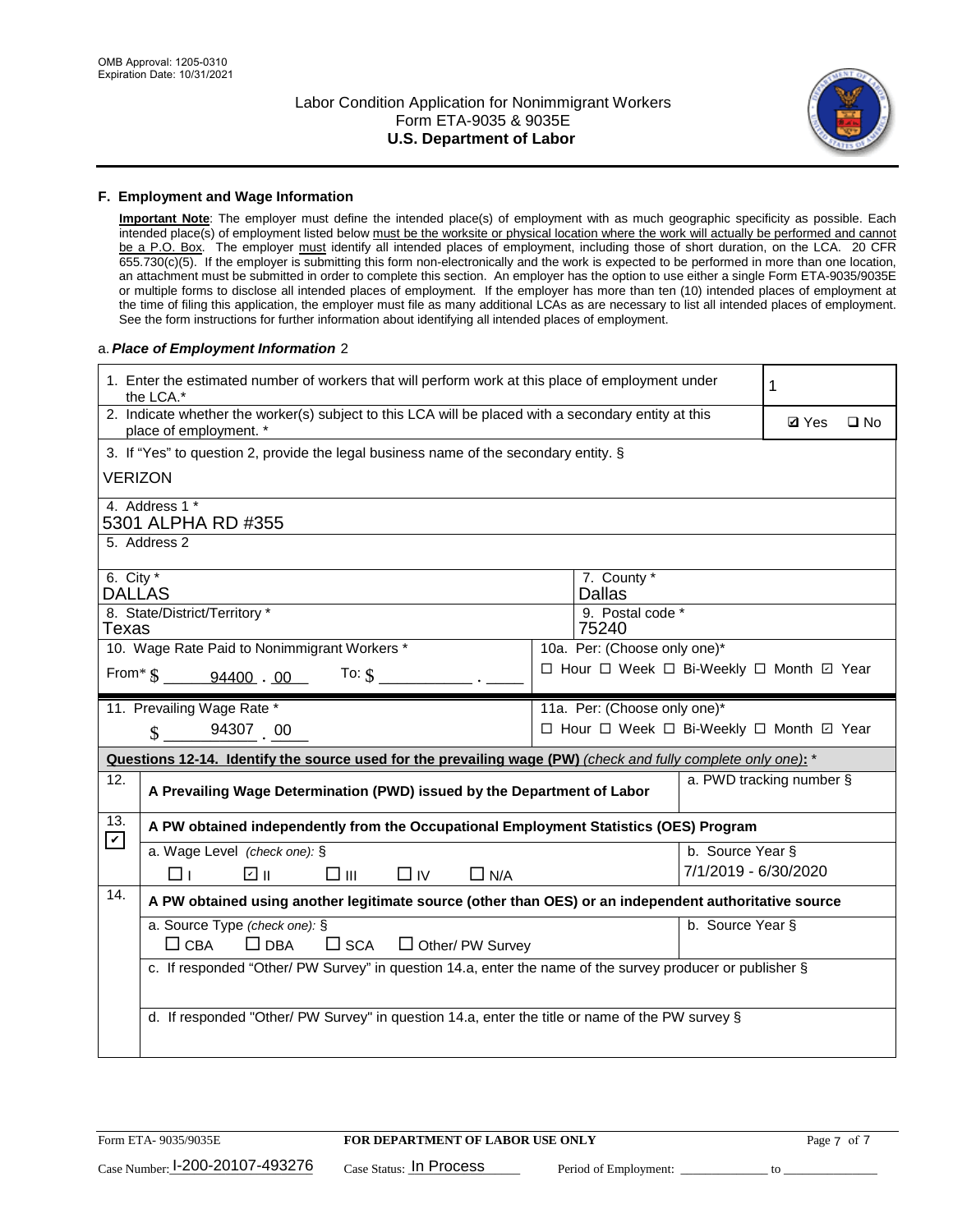OMB Approval: 1205-0310
Expiration Date: 10/31/2021

# Labor Condition Application for Nonimmigrant Workers
Form ETA-9035 & 9035E
**U.S. Department of Labor**

### F. Employment and Wage Information

**Important Note**: The employer must define the intended place(s) of employment with as much geographic specificity as possible. Each intended place(s) of employment listed below must be the worksite or physical location where the work will actually be performed and cannot be a P.O. Box. The employer must identify all intended places of employment, including those of short duration, on the LCA. 20 CFR 655.730(c)(5). If the employer is submitting this form non-electronically and the work is expected to be performed in more than one location, an attachment must be submitted in order to complete this section. An employer has the option to use either a single Form ETA-9035/9035E or multiple forms to disclose all intended places of employment. If the employer has more than ten (10) intended places of employment at the time of filing this application, the employer must file as many additional LCAs as are necessary to list all intended places of employment. See the form instructions for further information about identifying all intended places of employment.

a. ***Place of Employment Information*** 2

| | |
|---|---|
| 1. Enter the estimated number of workers that will perform work at this place of employment under the LCA.* | 1 |
| 2. Indicate whether the worker(s) subject to this LCA will be placed with a secondary entity at this place of employment. * | ☑ Yes ☐ No |
| 3. If "Yes" to question 2, provide the legal business name of the secondary entity. § VERIZON | |
| 4. Address 1 * 5301 ALPHA RD #355 | |
| 5. Address 2 | |
| 6. City * DALLAS | 7. County * Dallas |
| 8. State/District/Territory * Texas | 9. Postal code * 75240 |
| 10. Wage Rate Paid to Nonimmigrant Workers * From* $ 94400 . 00 To: $ ______ . ____ | 10a. Per: (Choose only one)* ☐ Hour ☐ Week ☐ Bi-Weekly ☐ Month ☑ Year |
| 11. Prevailing Wage Rate * $ 94307 . 00 | 11a. Per: (Choose only one)* ☐ Hour ☐ Week ☐ Bi-Weekly ☐ Month ☑ Year |

**Questions 12-14. Identify the source used for the prevailing wage (PW)** *(check and fully complete only one)*: *

| | | |
|---|---|---|
| 12. ☐ | A Prevailing Wage Determination (PWD) issued by the Department of Labor | a. PWD tracking number § |
| 13. ☑ | A PW obtained independently from the Occupational Employment Statistics (OES) Program | |
| | a. Wage Level *(check one):* § ☐ I ☑ II ☐ III ☐ IV ☐ N/A | b. Source Year § 7/1/2019 - 6/30/2020 |
| 14. ☐ | A PW obtained using another legitimate source (other than OES) or an independent authoritative source | |
| | a. Source Type *(check one):* § ☐ CBA ☐ DBA ☐ SCA ☐ Other/ PW Survey | b. Source Year § |
| | c. If responded "Other/ PW Survey" in question 14.a, enter the name of the survey producer or publisher § | |
| | d. If responded "Other/ PW Survey" in question 14.a, enter the title or name of the PW survey § | |

Form ETA- 9035/9035E | **FOR DEPARTMENT OF LABOR USE ONLY**

Case Number: I-200-20107-493276 Case Status: In Process Period of Employment: ____________ to ____________